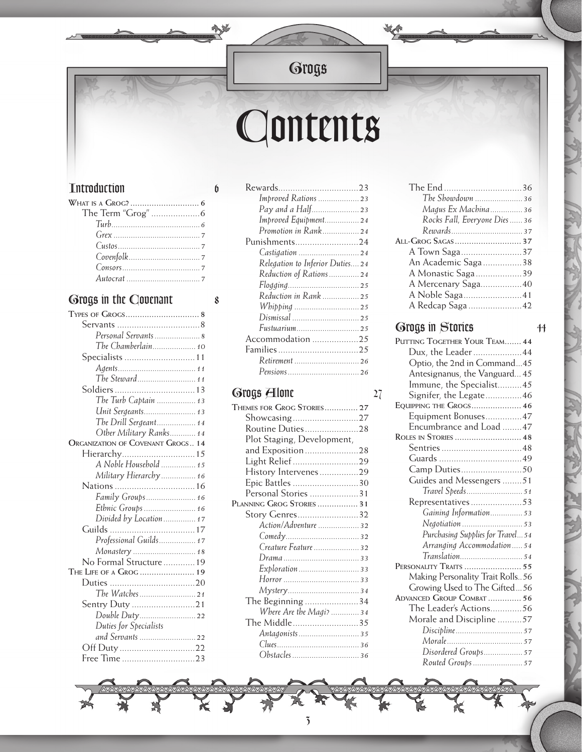# Contents

## Introduction 6

**What is a Grog?** 6
- The Term "Grog" 6
  - *Turb* 6
  - *Grex* 7
  - *Custos* 7
  - *Covenfolk* 7
  - *Consors* 7
  - *Autocrat* 7

## Grogs in the Covenant 8

**Types of Grogs** 8
- Servants 8
  - *Personal Servants* 8
  - *The Chamberlain* 10
- Specialists 11
  - *Agents* 11
  - *The Steward* 11
- Soldiers 13
  - *The Turb Captain* 13
  - *Unit Sergeants* 13
  - *The Drill Sergeant* 14
  - *Other Military Ranks* 14

**Organization of Covenant Grogs** 14
- Hierarchy 15
  - *A Noble Household* 15
  - *Military Hierarchy* 16
- Nations 16
  - *Family Groups* 16
  - *Ethnic Groups* 16
  - *Divided by Location* 17
- Guilds 17
  - *Professional Guilds* 17
  - *Monastery* 18
- No Formal Structure 19

**The Life of a Grog** 19
- Duties 20
  - *The Watches* 21
- Sentry Duty 21
  - *Double Duty* 22
  - *Duties for Specialists and Servants* 22
- Off Duty 22
- Free Time 23
- Rewards 23
  - *Improved Rations* 23
  - *Pay and a Half* 23
  - *Improved Equipment* 24
  - *Promotion in Rank* 24
- Punishments 24
  - *Castigation* 24
  - *Relegation to Inferior Duties* 24
  - *Reduction of Rations* 24
  - *Flogging* 25
  - *Reduction in Rank* 25
  - *Whipping* 25
  - *Dismissal* 25
  - *Fustuarium* 25
- Accommodation 25
- Families 25
  - *Retirement* 26
  - *Pensions* 26

## Grogs Alone 27

**Themes for Grog Stories** 27
- Showcasing 27
- Routine Duties 28
- Plot Staging, Development, and Exposition 28
- Light Relief 29
- History Intervenes 29
- Epic Battles 30
- Personal Stories 31

**Planning Grog Stories** 31
- Story Genres 32
  - *Action/Adventure* 32
  - *Comedy* 32
  - *Creature Feature* 32
  - *Drama* 33
  - *Exploration* 33
  - *Horror* 33
  - *Mystery* 34
- The Beginning 34
  - *Where Are the Magi?* 34
- The Middle 35
  - *Antagonists* 35
  - *Clues* 36
  - *Obstacles* 36
- The End 36
  - *The Showdown* 36
  - *Magus Ex Machina* 36
  - *Rocks Fall, Everyone Dies* 36
  - *Rewards* 37

**All-Grog Sagas** 37
- A Town Saga 37
- An Academic Saga 38
- A Monastic Saga 39
- A Mercenary Saga 40
- A Noble Saga 41
- A Redcap Saga 42

## Grogs in Stories 44

**Putting Together Your Team** 44
- Dux, the Leader 44
- Optio, the 2nd in Command 45
- Antesignanus, the Vanguard 45
- Immune, the Specialist 45
- Signifer, the Legate 46

**Equipping the Grogs** 46
- Equipment Bonuses 47
- Encumbrance and Load 47

**Roles in Stories** 48
- Sentries 48
- Guards 49
- Camp Duties 50
- Guides and Messengers 51
  - *Travel Speeds* 51
- Representatives 53
  - *Gaining Information* 53
  - *Negotiation* 53
  - *Purchasing Supplies for Travel* 54
  - *Arranging Accommodation* 54
  - *Translation* 54

**Personality Traits** 55
- Making Personality Trait Rolls 56
- Growing Used to The Gifted 56

**Advanced Group Combat** 56
- The Leader's Actions 56
- Morale and Discipline 57
  - *Discipline* 57
  - *Morale* 57
  - *Disordered Groups* 57
  - *Routed Groups* 57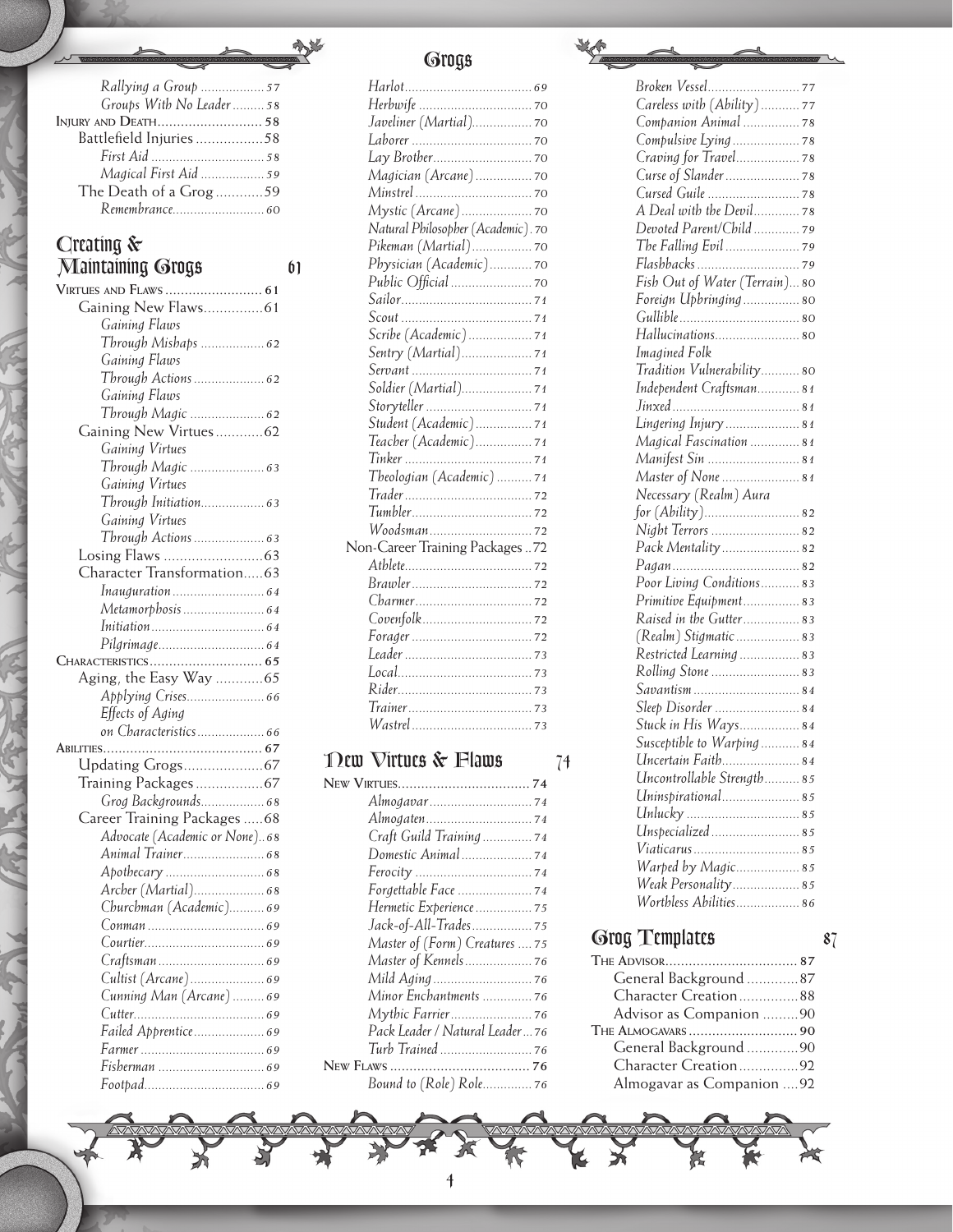Rallying a Group ..... 57
Groups With No Leader ..... 58
Injury and Death ..... 58
Battlefield Injuries ..... 58
First Aid ..... 58
Magical First Aid ..... 59
The Death of a Grog ..... 59
Remembrance ..... 60

## Creating & Maintaining Grogs 61

Virtues and Flaws ..... 61
Gaining New Flaws ..... 61
Gaining Flaws Through Mishaps ..... 62
Gaining Flaws Through Actions ..... 62
Gaining Flaws Through Magic ..... 62
Gaining New Virtues ..... 62
Gaining Virtues Through Magic ..... 63
Gaining Virtues Through Initiation ..... 63
Gaining Virtues Through Actions ..... 63
Losing Flaws ..... 63
Character Transformation ..... 63
Inauguration ..... 64
Metamorphosis ..... 64
Initiation ..... 64
Pilgrimage ..... 64
Characteristics ..... 65
Aging, the Easy Way ..... 65
Applying Crises ..... 66
Effects of Aging on Characteristics ..... 66
Abilities ..... 67
Updating Grogs ..... 67
Training Packages ..... 67
Grog Backgrounds ..... 68
Career Training Packages ..... 68
Advocate (Academic or None) ..... 68
Animal Trainer ..... 68
Apothecary ..... 68
Archer (Martial) ..... 68
Churchman (Academic) ..... 69
Conman ..... 69
Courtier ..... 69
Craftsman ..... 69
Cultist (Arcane) ..... 69
Cunning Man (Arcane) ..... 69
Cutter ..... 69
Failed Apprentice ..... 69
Farmer ..... 69
Fisherman ..... 69
Footpad ..... 69
Harlot ..... 69
Herbwife ..... 70
Javeliner (Martial) ..... 70
Laborer ..... 70
Lay Brother ..... 70
Magician (Arcane) ..... 70
Minstrel ..... 70
Mystic (Arcane) ..... 70
Natural Philosopher (Academic) ..... 70
Pikeman (Martial) ..... 70
Physician (Academic) ..... 70
Public Official ..... 70
Sailor ..... 71
Scout ..... 71
Scribe (Academic) ..... 71
Sentry (Martial) ..... 71
Servant ..... 71
Soldier (Martial) ..... 71
Storyteller ..... 71
Student (Academic) ..... 71
Teacher (Academic) ..... 71
Tinker ..... 71
Theologian (Academic) ..... 71
Trader ..... 72
Tumbler ..... 72
Woodsman ..... 72
Non-Career Training Packages ..... 72
Athlete ..... 72
Brawler ..... 72
Charmer ..... 72
Covenfolk ..... 72
Forager ..... 72
Leader ..... 73
Local ..... 73
Rider ..... 73
Trainer ..... 73
Wastrel ..... 73

## New Virtues & Flaws 74

New Virtues ..... 74
Almogavar ..... 74
Almogaten ..... 74
Craft Guild Training ..... 74
Domestic Animal ..... 74
Ferocity ..... 74
Forgettable Face ..... 74
Hermetic Experience ..... 75
Jack-of-All-Trades ..... 75
Master of (Form) Creatures ..... 75
Master of Kennels ..... 76
Mild Aging ..... 76
Minor Enchantments ..... 76
Mythic Farrier ..... 76
Pack Leader / Natural Leader ..... 76
Turb Trained ..... 76
New Flaws ..... 76
Bound to (Role) Role ..... 76
Broken Vessel ..... 77
Careless with (Ability) ..... 77
Companion Animal ..... 78
Compulsive Lying ..... 78
Craving for Travel ..... 78
Curse of Slander ..... 78
Cursed Guile ..... 78
A Deal with the Devil ..... 78
Devoted Parent/Child ..... 79
The Falling Evil ..... 79
Flashbacks ..... 79
Fish Out of Water (Terrain) ..... 80
Foreign Upbringing ..... 80
Gullible ..... 80
Hallucinations ..... 80
Imagined Folk Tradition Vulnerability ..... 80
Independent Craftsman ..... 81
Jinxed ..... 81
Lingering Injury ..... 81
Magical Fascination ..... 81
Manifest Sin ..... 81
Master of None ..... 81
Necessary (Realm) Aura for (Ability) ..... 82
Night Terrors ..... 82
Pack Mentality ..... 82
Pagan ..... 82
Poor Living Conditions ..... 83
Primitive Equipment ..... 83
Raised in the Gutter ..... 83
(Realm) Stigmatic ..... 83
Restricted Learning ..... 83
Rolling Stone ..... 83
Savantism ..... 84
Sleep Disorder ..... 84
Stuck in His Ways ..... 84
Susceptible to Warping ..... 84
Uncertain Faith ..... 84
Uncontrollable Strength ..... 85
Uninspirational ..... 85
Unlucky ..... 85
Unspecialized ..... 85
Viaticarus ..... 85
Warped by Magic ..... 85
Weak Personality ..... 85
Worthless Abilities ..... 86

## Grog Templates 87

The Advisor ..... 87
General Background ..... 87
Character Creation ..... 88
Advisor as Companion ..... 90
The Almogavars ..... 90
General Background ..... 90
Character Creation ..... 92
Almogavar as Companion ..... 92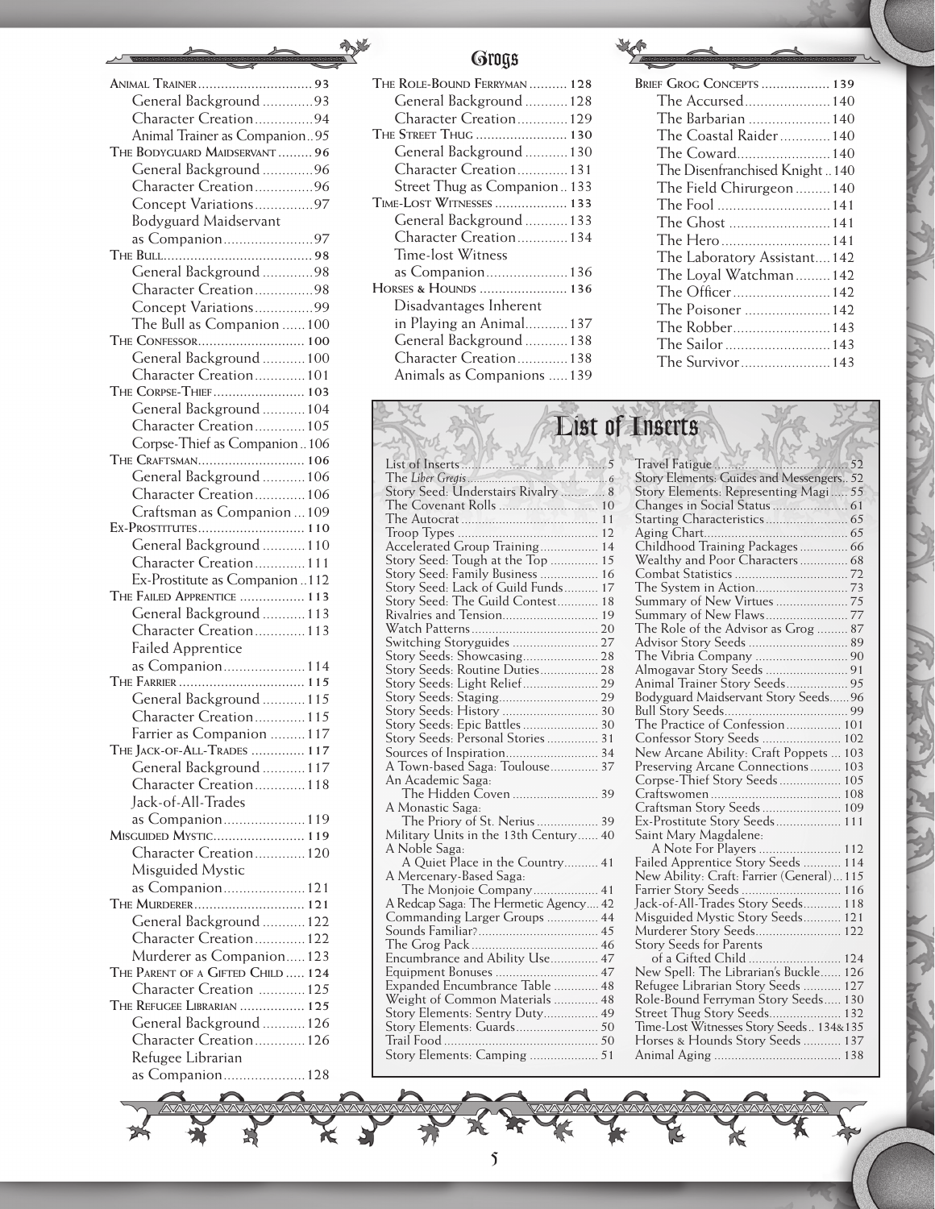## Grogs

**The Animal Trainer** 93
- General Background 93
- Character Creation 94
- Animal Trainer as Companion 95

**The Bodyguard Maidservant** 96
- General Background 96
- Character Creation 96
- Concept Variations 97
- Bodyguard Maidservant as Companion 97

**The Bull** 98
- General Background 98
- Character Creation 98
- Concept Variations 99
- The Bull as Companion 100

**The Confessor** 100
- General Background 100
- Character Creation 101

**The Corpse-Thief** 103
- General Background 104
- Character Creation 105
- Corpse-Thief as Companion 106

**The Craftsman** 106
- General Background 106
- Character Creation 106
- Craftsman as Companion 109

**Ex-Prostitutes** 110
- General Background 110
- Character Creation 111
- Ex-Prostitute as Companion 112

**The Failed Apprentice** 113
- General Background 113
- Character Creation 113
- Failed Apprentice as Companion 114

**The Farrier** 115
- General Background 115
- Character Creation 115
- Farrier as Companion 117

**The Jack-of-All-Trades** 117
- General Background 117
- Character Creation 118
- Jack-of-All-Trades as Companion 119

**Misguided Mystic** 119
- Character Creation 120
- Misguided Mystic as Companion 121

**The Murderer** 121
- General Background 122
- Character Creation 122
- Murderer as Companion 123

**The Parent of a Gifted Child** 124
- Character Creation 125

**The Refugee Librarian** 125
- General Background 126
- Character Creation 126
- Refugee Librarian as Companion 128

**The Role-Bound Ferryman** 128
- General Background 128
- Character Creation 129

**The Street Thug** 130
- General Background 130
- Character Creation 131
- Street Thug as Companion 133

**Time-Lost Witnesses** 133
- General Background 133
- Character Creation 134
- Time-lost Witness as Companion 136

**Horses & Hounds** 136
- Disadvantages Inherent in Playing an Animal 137
- General Background 138
- Character Creation 138
- Animals as Companions 139

**Brief Grog Concepts** 139
- The Accursed 140
- The Barbarian 140
- The Coastal Raider 140
- The Coward 140
- The Disenfranchised Knight 140
- The Field Chirurgeon 140
- The Fool 141
- The Ghost 141
- The Hero 141
- The Laboratory Assistant 142
- The Loyal Watchman 142
- The Officer 142
- The Poisoner 142
- The Robber 143
- The Sailor 143
- The Survivor 143

## List of Inserts

- List of Inserts 5
- The *Liber Gregis* 6
- Story Seed: Understairs Rivalry 8
- The Covenant Rolls 10
- The Autocrat 11
- Troop Types 12
- Accelerated Group Training 14
- Story Seed: Tough at the Top 15
- Story Seed: Family Business 16
- Story Seed: Lack of Guild Funds 17
- Story Seed: The Guild Contest 18
- Rivalries and Tension 19
- Watch Patterns 20
- Switching Storyguides 27
- Story Seeds: Showcasing 28
- Story Seeds: Routine Duties 28
- Story Seeds: Light Relief 29
- Story Seeds: Staging 29
- Story Seeds: History 30
- Story Seeds: Epic Battles 30
- Story Seeds: Personal Stories 31
- Sources of Inspiration 34
- A Town-based Saga: Toulouse 37
- An Academic Saga: The Hidden Coven 39
- A Monastic Saga: The Priory of St. Nerius 39
- Military Units in the 13th Century 40
- A Noble Saga: A Quiet Place in the Country 41
- A Mercenary-Based Saga: The Monjoie Company 41
- A Redcap Saga: The Hermetic Agency 42
- Commanding Larger Groups 44
- Sounds Familiar? 45
- The Grog Pack 46
- Encumbrance and Ability Use 47
- Equipment Bonuses 47
- Expanded Encumbrance Table 48
- Weight of Common Materials 48
- Story Elements: Sentry Duty 49
- Story Elements: Guards 50
- Trail Food 50
- Story Elements: Camping 51
- Travel Fatigue 52
- Story Elements: Guides and Messengers 52
- Story Elements: Representing Magi 55
- Changes in Social Status 61
- Starting Characteristics 65
- Aging Chart 65
- Childhood Training Packages 66
- Wealthy and Poor Characters 68
- Combat Statistics 72
- The System in Action 73
- Summary of New Virtues 75
- Summary of New Flaws 77
- The Role of the Advisor as Grog 87
- Advisor Story Seeds 89
- The Vibria Company 90
- Almogavar Story Seeds 91
- Animal Trainer Story Seeds 95
- Bodyguard Maidservant Story Seeds 96
- Bull Story Seeds 99
- The Practice of Confession 101
- Confessor Story Seeds 102
- New Arcane Ability: Craft Poppets 103
- Preserving Arcane Connections 103
- Corpse-Thief Story Seeds 105
- Craftswomen 108
- Craftsman Story Seeds 109
- Ex-Prostitute Story Seeds 111
- Saint Mary Magdalene: A Note For Players 112
- Failed Apprentice Story Seeds 114
- New Ability: Craft: Farrier (General) 115
- Farrier Story Seeds 116
- Jack-of-All-Trades Story Seeds 118
- Misguided Mystic Story Seeds 121
- Murderer Story Seeds 122
- Story Seeds for Parents of a Gifted Child 124
- New Spell: The Librarian's Buckle 126
- Refugee Librarian Story Seeds 127
- Role-Bound Ferryman Story Seeds 130
- Street Thug Story Seeds 132
- Time-Lost Witnesses Story Seeds 134&135
- Horses & Hounds Story Seeds 137
- Animal Aging 138